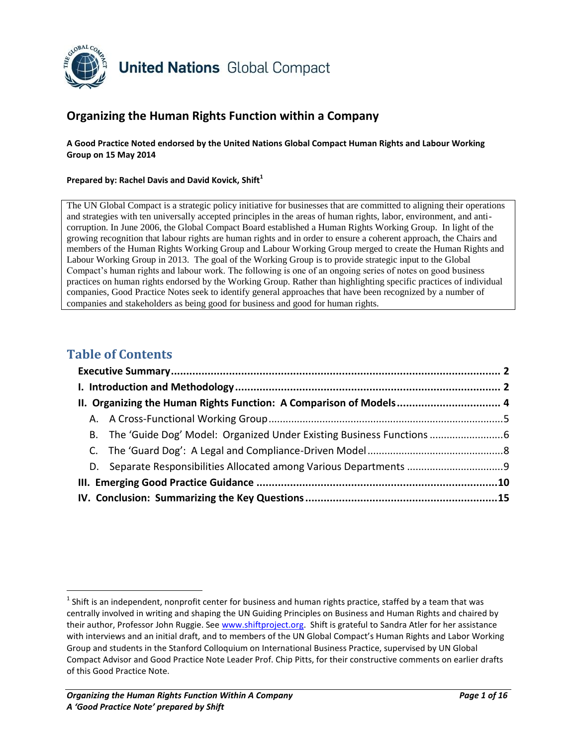United Nations Global Compact

# Organizing the Human Rights Function within a Company

**A Good Practice Noted endorsed by the United Nations Global Compact Human Rights and Labour Working Group on 15 May 2014**

**Prepared by: Rachel Davis and David Kovick, Shift[1]**

The UN Global Compact is a strategic policy initiative for businesses that are committed to aligning their operations and strategies with ten universally accepted principles in the areas of human rights, labor, environment, and anti-corruption. In June 2006, the Global Compact Board established a Human Rights Working Group. In light of the growing recognition that labour rights are human rights and in order to ensure a coherent approach, the Chairs and members of the Human Rights Working Group and Labour Working Group merged to create the Human Rights and Labour Working Group in 2013. The goal of the Working Group is to provide strategic input to the Global Compact's human rights and labour work. The following is one of an ongoing series of notes on good business practices on human rights endorsed by the Working Group. Rather than highlighting specific practices of individual companies, Good Practice Notes seek to identify general approaches that have been recognized by a number of companies and stakeholders as being good for business and good for human rights.

## Table of Contents

- **Executive Summary** ..... 2
- **I. Introduction and Methodology** ..... 2
- **II. Organizing the Human Rights Function: A Comparison of Models** ..... 4
  - A. A Cross-Functional Working Group ..... 5
  - B. The 'Guide Dog' Model: Organized Under Existing Business Functions ..... 6
  - C. The 'Guard Dog': A Legal and Compliance-Driven Model ..... 8
  - D. Separate Responsibilities Allocated among Various Departments ..... 9
- **III. Emerging Good Practice Guidance** ..... 10
- **IV. Conclusion: Summarizing the Key Questions** ..... 15

---

[1] Shift is an independent, nonprofit center for business and human rights practice, staffed by a team that was centrally involved in writing and shaping the UN Guiding Principles on Business and Human Rights and chaired by their author, Professor John Ruggie. See www.shiftproject.org. Shift is grateful to Sandra Atler for her assistance with interviews and an initial draft, and to members of the UN Global Compact's Human Rights and Labor Working Group and students in the Stanford Colloquium on International Business Practice, supervised by UN Global Compact Advisor and Good Practice Note Leader Prof. Chip Pitts, for their constructive comments on earlier drafts of this Good Practice Note.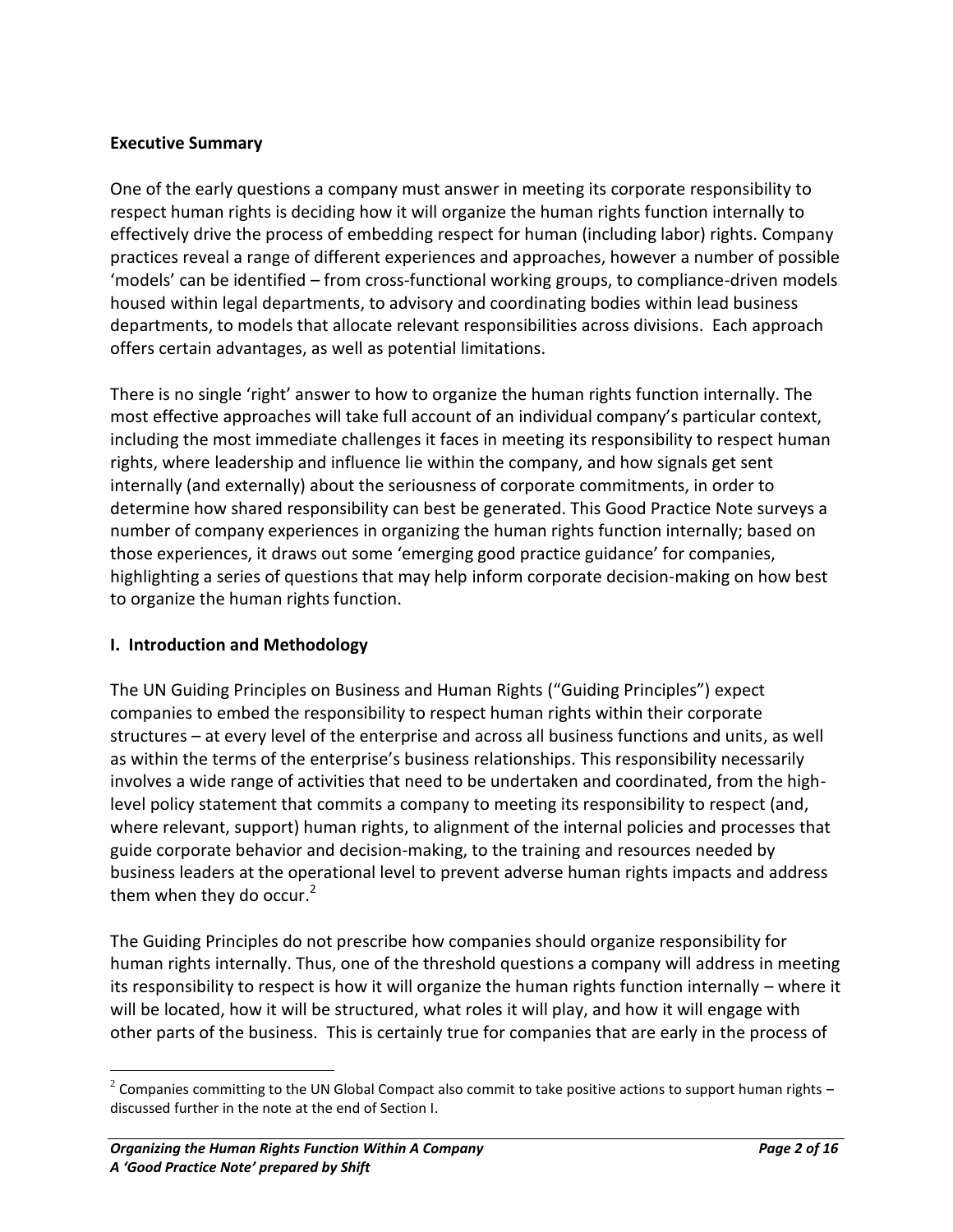## Executive Summary

One of the early questions a company must answer in meeting its corporate responsibility to respect human rights is deciding how it will organize the human rights function internally to effectively drive the process of embedding respect for human (including labor) rights. Company practices reveal a range of different experiences and approaches, however a number of possible 'models' can be identified – from cross-functional working groups, to compliance-driven models housed within legal departments, to advisory and coordinating bodies within lead business departments, to models that allocate relevant responsibilities across divisions. Each approach offers certain advantages, as well as potential limitations.

There is no single 'right' answer to how to organize the human rights function internally. The most effective approaches will take full account of an individual company's particular context, including the most immediate challenges it faces in meeting its responsibility to respect human rights, where leadership and influence lie within the company, and how signals get sent internally (and externally) about the seriousness of corporate commitments, in order to determine how shared responsibility can best be generated. This Good Practice Note surveys a number of company experiences in organizing the human rights function internally; based on those experiences, it draws out some 'emerging good practice guidance' for companies, highlighting a series of questions that may help inform corporate decision-making on how best to organize the human rights function.

## I. Introduction and Methodology

The UN Guiding Principles on Business and Human Rights ("Guiding Principles") expect companies to embed the responsibility to respect human rights within their corporate structures – at every level of the enterprise and across all business functions and units, as well as within the terms of the enterprise's business relationships. This responsibility necessarily involves a wide range of activities that need to be undertaken and coordinated, from the high-level policy statement that commits a company to meeting its responsibility to respect (and, where relevant, support) human rights, to alignment of the internal policies and processes that guide corporate behavior and decision-making, to the training and resources needed by business leaders at the operational level to prevent adverse human rights impacts and address them when they do occur.[2]

The Guiding Principles do not prescribe how companies should organize responsibility for human rights internally. Thus, one of the threshold questions a company will address in meeting its responsibility to respect is how it will organize the human rights function internally – where it will be located, how it will be structured, what roles it will play, and how it will engage with other parts of the business. This is certainly true for companies that are early in the process of

---

[2] Companies committing to the UN Global Compact also commit to take positive actions to support human rights – discussed further in the note at the end of Section I.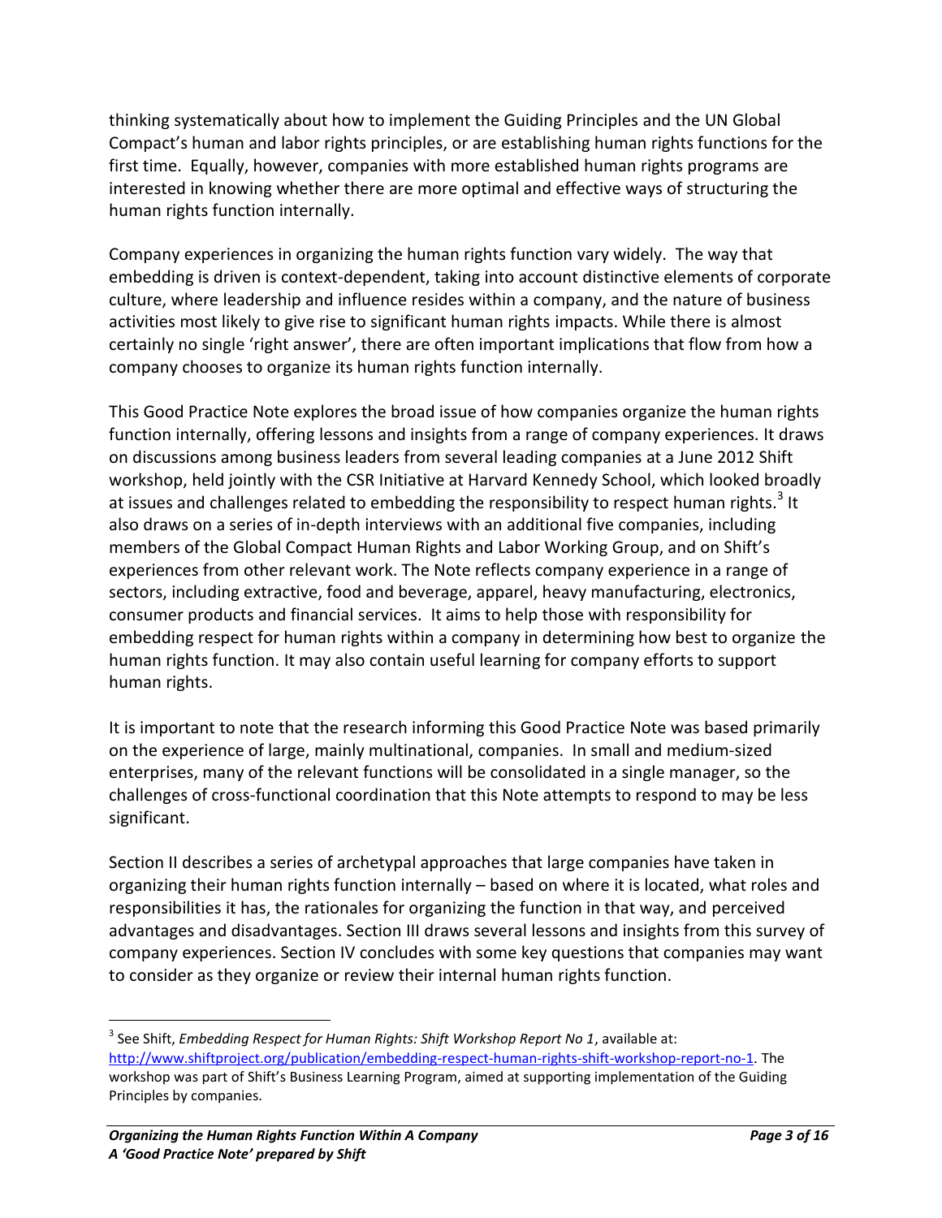thinking systematically about how to implement the Guiding Principles and the UN Global Compact's human and labor rights principles, or are establishing human rights functions for the first time. Equally, however, companies with more established human rights programs are interested in knowing whether there are more optimal and effective ways of structuring the human rights function internally.

Company experiences in organizing the human rights function vary widely. The way that embedding is driven is context-dependent, taking into account distinctive elements of corporate culture, where leadership and influence resides within a company, and the nature of business activities most likely to give rise to significant human rights impacts. While there is almost certainly no single 'right answer', there are often important implications that flow from how a company chooses to organize its human rights function internally.

This Good Practice Note explores the broad issue of how companies organize the human rights function internally, offering lessons and insights from a range of company experiences. It draws on discussions among business leaders from several leading companies at a June 2012 Shift workshop, held jointly with the CSR Initiative at Harvard Kennedy School, which looked broadly at issues and challenges related to embedding the responsibility to respect human rights.[3] It also draws on a series of in-depth interviews with an additional five companies, including members of the Global Compact Human Rights and Labor Working Group, and on Shift's experiences from other relevant work. The Note reflects company experience in a range of sectors, including extractive, food and beverage, apparel, heavy manufacturing, electronics, consumer products and financial services. It aims to help those with responsibility for embedding respect for human rights within a company in determining how best to organize the human rights function. It may also contain useful learning for company efforts to support human rights.

It is important to note that the research informing this Good Practice Note was based primarily on the experience of large, mainly multinational, companies. In small and medium-sized enterprises, many of the relevant functions will be consolidated in a single manager, so the challenges of cross-functional coordination that this Note attempts to respond to may be less significant.

Section II describes a series of archetypal approaches that large companies have taken in organizing their human rights function internally – based on where it is located, what roles and responsibilities it has, the rationales for organizing the function in that way, and perceived advantages and disadvantages. Section III draws several lessons and insights from this survey of company experiences. Section IV concludes with some key questions that companies may want to consider as they organize or review their internal human rights function.

---

[3] See Shift, *Embedding Respect for Human Rights: Shift Workshop Report No 1*, available at: http://www.shiftproject.org/publication/embedding-respect-human-rights-shift-workshop-report-no-1. The workshop was part of Shift's Business Learning Program, aimed at supporting implementation of the Guiding Principles by companies.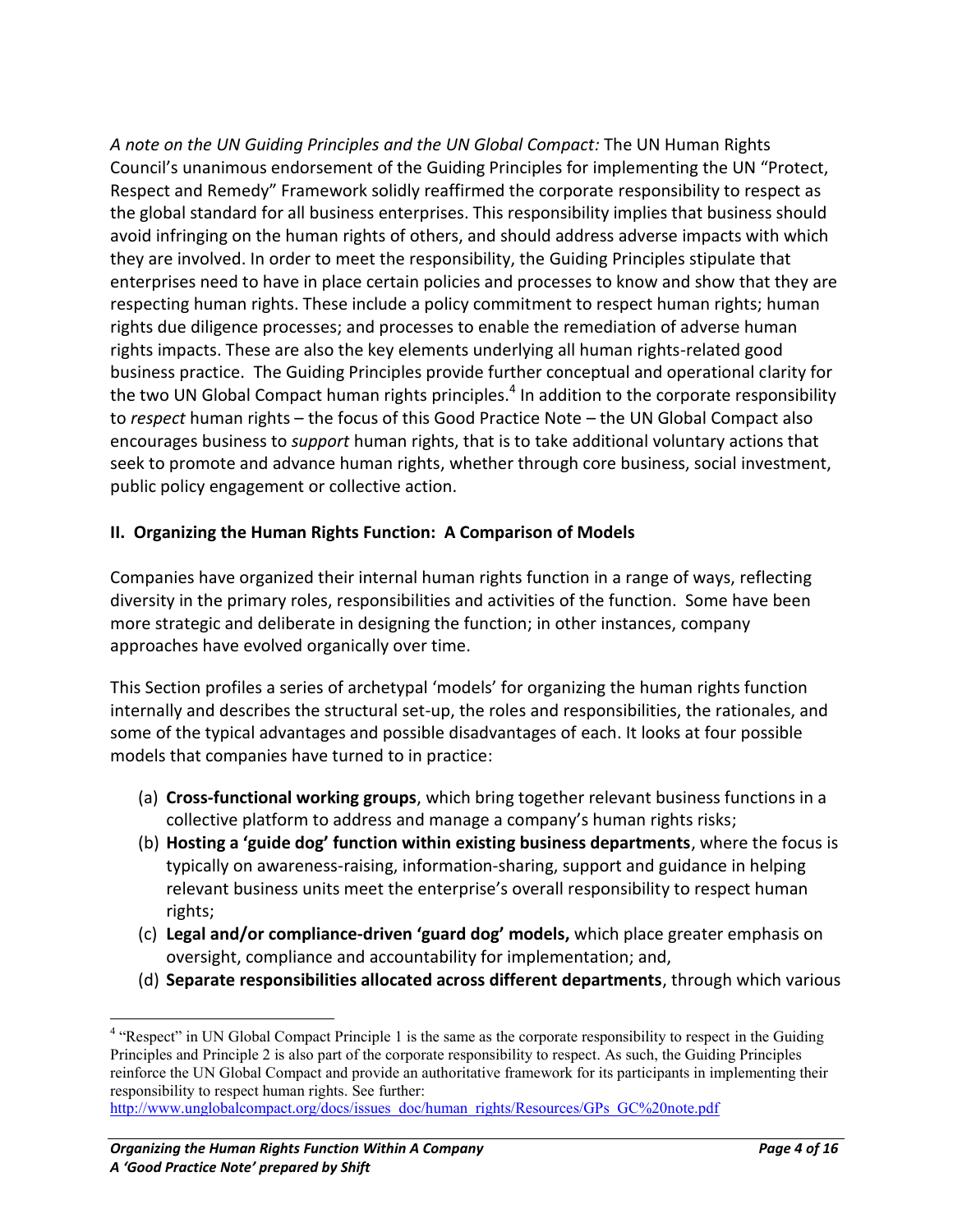*A note on the UN Guiding Principles and the UN Global Compact:* The UN Human Rights Council's unanimous endorsement of the Guiding Principles for implementing the UN "Protect, Respect and Remedy" Framework solidly reaffirmed the corporate responsibility to respect as the global standard for all business enterprises. This responsibility implies that business should avoid infringing on the human rights of others, and should address adverse impacts with which they are involved. In order to meet the responsibility, the Guiding Principles stipulate that enterprises need to have in place certain policies and processes to know and show that they are respecting human rights. These include a policy commitment to respect human rights; human rights due diligence processes; and processes to enable the remediation of adverse human rights impacts. These are also the key elements underlying all human rights-related good business practice. The Guiding Principles provide further conceptual and operational clarity for the two UN Global Compact human rights principles.[4] In addition to the corporate responsibility to *respect* human rights – the focus of this Good Practice Note – the UN Global Compact also encourages business to *support* human rights, that is to take additional voluntary actions that seek to promote and advance human rights, whether through core business, social investment, public policy engagement or collective action.

## II. Organizing the Human Rights Function: A Comparison of Models

Companies have organized their internal human rights function in a range of ways, reflecting diversity in the primary roles, responsibilities and activities of the function. Some have been more strategic and deliberate in designing the function; in other instances, company approaches have evolved organically over time.

This Section profiles a series of archetypal 'models' for organizing the human rights function internally and describes the structural set-up, the roles and responsibilities, the rationales, and some of the typical advantages and possible disadvantages of each. It looks at four possible models that companies have turned to in practice:

(a) **Cross-functional working groups**, which bring together relevant business functions in a collective platform to address and manage a company's human rights risks;

(b) **Hosting a 'guide dog' function within existing business departments**, where the focus is typically on awareness-raising, information-sharing, support and guidance in helping relevant business units meet the enterprise's overall responsibility to respect human rights;

(c) **Legal and/or compliance-driven 'guard dog' models,** which place greater emphasis on oversight, compliance and accountability for implementation; and,

(d) **Separate responsibilities allocated across different departments**, through which various

---

[4] "Respect" in UN Global Compact Principle 1 is the same as the corporate responsibility to respect in the Guiding Principles and Principle 2 is also part of the corporate responsibility to respect. As such, the Guiding Principles reinforce the UN Global Compact and provide an authoritative framework for its participants in implementing their responsibility to respect human rights. See further: http://www.unglobalcompact.org/docs/issues_doc/human_rights/Resources/GPs_GC%20note.pdf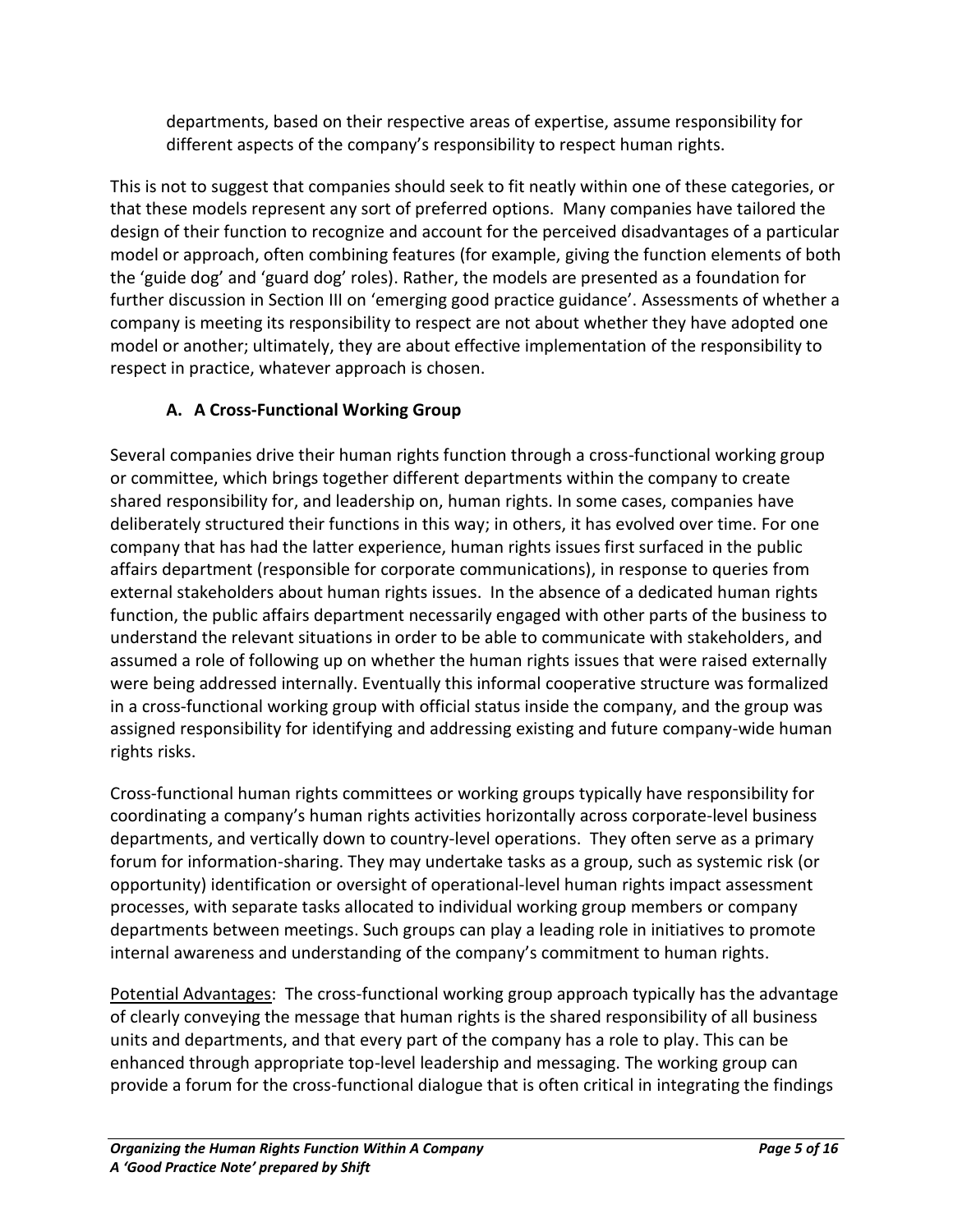departments, based on their respective areas of expertise, assume responsibility for different aspects of the company's responsibility to respect human rights.

This is not to suggest that companies should seek to fit neatly within one of these categories, or that these models represent any sort of preferred options. Many companies have tailored the design of their function to recognize and account for the perceived disadvantages of a particular model or approach, often combining features (for example, giving the function elements of both the 'guide dog' and 'guard dog' roles). Rather, the models are presented as a foundation for further discussion in Section III on 'emerging good practice guidance'. Assessments of whether a company is meeting its responsibility to respect are not about whether they have adopted one model or another; ultimately, they are about effective implementation of the responsibility to respect in practice, whatever approach is chosen.

### A. A Cross-Functional Working Group

Several companies drive their human rights function through a cross-functional working group or committee, which brings together different departments within the company to create shared responsibility for, and leadership on, human rights. In some cases, companies have deliberately structured their functions in this way; in others, it has evolved over time. For one company that has had the latter experience, human rights issues first surfaced in the public affairs department (responsible for corporate communications), in response to queries from external stakeholders about human rights issues. In the absence of a dedicated human rights function, the public affairs department necessarily engaged with other parts of the business to understand the relevant situations in order to be able to communicate with stakeholders, and assumed a role of following up on whether the human rights issues that were raised externally were being addressed internally. Eventually this informal cooperative structure was formalized in a cross-functional working group with official status inside the company, and the group was assigned responsibility for identifying and addressing existing and future company-wide human rights risks.

Cross-functional human rights committees or working groups typically have responsibility for coordinating a company's human rights activities horizontally across corporate-level business departments, and vertically down to country-level operations. They often serve as a primary forum for information-sharing. They may undertake tasks as a group, such as systemic risk (or opportunity) identification or oversight of operational-level human rights impact assessment processes, with separate tasks allocated to individual working group members or company departments between meetings. Such groups can play a leading role in initiatives to promote internal awareness and understanding of the company's commitment to human rights.

<u>Potential Advantages</u>: The cross-functional working group approach typically has the advantage of clearly conveying the message that human rights is the shared responsibility of all business units and departments, and that every part of the company has a role to play. This can be enhanced through appropriate top-level leadership and messaging. The working group can provide a forum for the cross-functional dialogue that is often critical in integrating the findings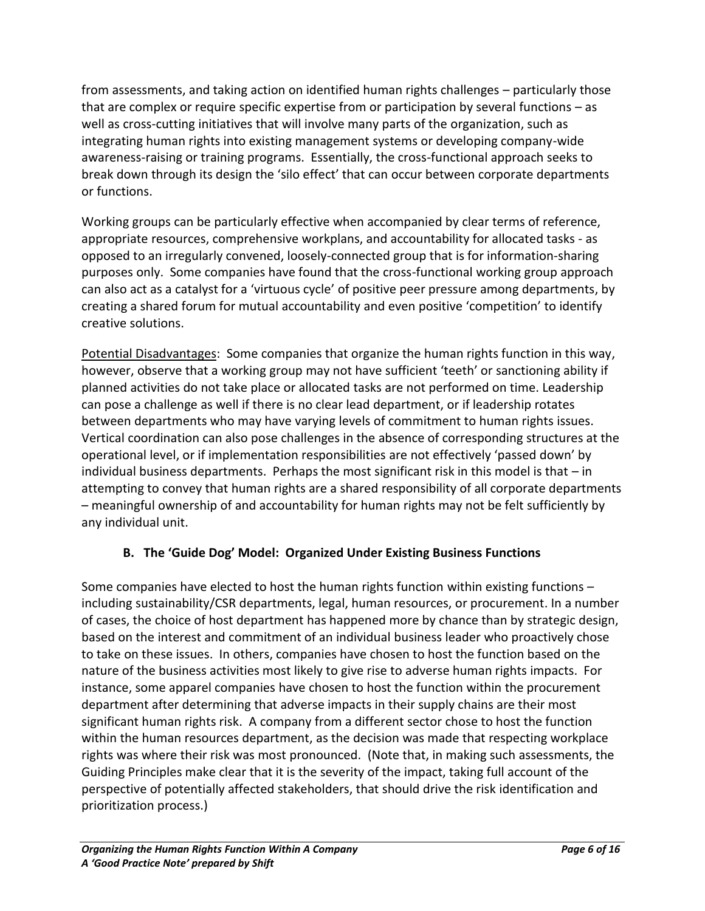from assessments, and taking action on identified human rights challenges – particularly those that are complex or require specific expertise from or participation by several functions – as well as cross-cutting initiatives that will involve many parts of the organization, such as integrating human rights into existing management systems or developing company-wide awareness-raising or training programs. Essentially, the cross-functional approach seeks to break down through its design the 'silo effect' that can occur between corporate departments or functions.

Working groups can be particularly effective when accompanied by clear terms of reference, appropriate resources, comprehensive workplans, and accountability for allocated tasks - as opposed to an irregularly convened, loosely-connected group that is for information-sharing purposes only. Some companies have found that the cross-functional working group approach can also act as a catalyst for a 'virtuous cycle' of positive peer pressure among departments, by creating a shared forum for mutual accountability and even positive 'competition' to identify creative solutions.

Potential Disadvantages: Some companies that organize the human rights function in this way, however, observe that a working group may not have sufficient 'teeth' or sanctioning ability if planned activities do not take place or allocated tasks are not performed on time. Leadership can pose a challenge as well if there is no clear lead department, or if leadership rotates between departments who may have varying levels of commitment to human rights issues. Vertical coordination can also pose challenges in the absence of corresponding structures at the operational level, or if implementation responsibilities are not effectively 'passed down' by individual business departments. Perhaps the most significant risk in this model is that – in attempting to convey that human rights are a shared responsibility of all corporate departments – meaningful ownership of and accountability for human rights may not be felt sufficiently by any individual unit.

### B. The 'Guide Dog' Model: Organized Under Existing Business Functions

Some companies have elected to host the human rights function within existing functions – including sustainability/CSR departments, legal, human resources, or procurement. In a number of cases, the choice of host department has happened more by chance than by strategic design, based on the interest and commitment of an individual business leader who proactively chose to take on these issues. In others, companies have chosen to host the function based on the nature of the business activities most likely to give rise to adverse human rights impacts. For instance, some apparel companies have chosen to host the function within the procurement department after determining that adverse impacts in their supply chains are their most significant human rights risk. A company from a different sector chose to host the function within the human resources department, as the decision was made that respecting workplace rights was where their risk was most pronounced. (Note that, in making such assessments, the Guiding Principles make clear that it is the severity of the impact, taking full account of the perspective of potentially affected stakeholders, that should drive the risk identification and prioritization process.)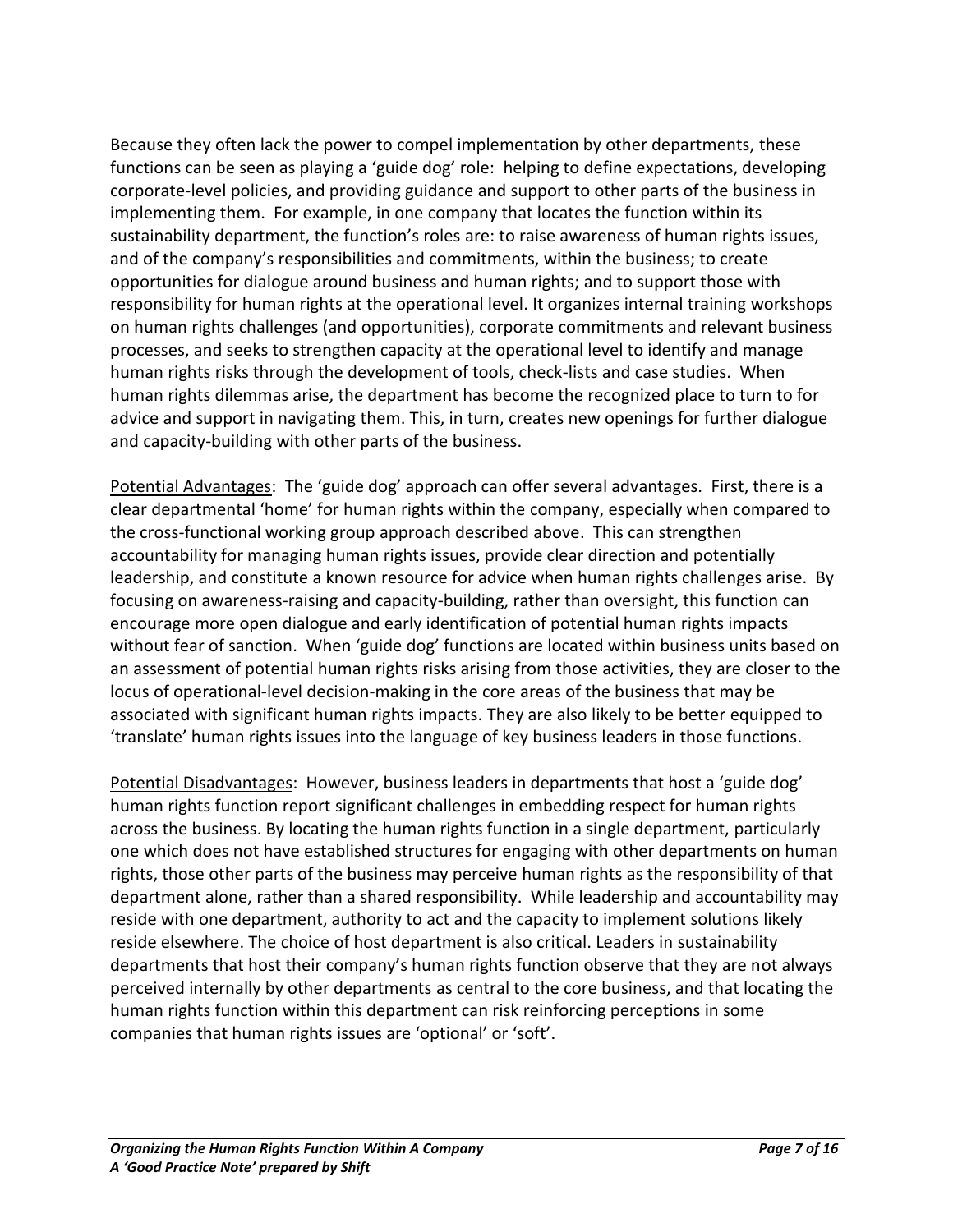Because they often lack the power to compel implementation by other departments, these functions can be seen as playing a 'guide dog' role: helping to define expectations, developing corporate-level policies, and providing guidance and support to other parts of the business in implementing them. For example, in one company that locates the function within its sustainability department, the function's roles are: to raise awareness of human rights issues, and of the company's responsibilities and commitments, within the business; to create opportunities for dialogue around business and human rights; and to support those with responsibility for human rights at the operational level. It organizes internal training workshops on human rights challenges (and opportunities), corporate commitments and relevant business processes, and seeks to strengthen capacity at the operational level to identify and manage human rights risks through the development of tools, check-lists and case studies. When human rights dilemmas arise, the department has become the recognized place to turn to for advice and support in navigating them. This, in turn, creates new openings for further dialogue and capacity-building with other parts of the business.

Potential Advantages: The 'guide dog' approach can offer several advantages. First, there is a clear departmental 'home' for human rights within the company, especially when compared to the cross-functional working group approach described above. This can strengthen accountability for managing human rights issues, provide clear direction and potentially leadership, and constitute a known resource for advice when human rights challenges arise. By focusing on awareness-raising and capacity-building, rather than oversight, this function can encourage more open dialogue and early identification of potential human rights impacts without fear of sanction. When 'guide dog' functions are located within business units based on an assessment of potential human rights risks arising from those activities, they are closer to the locus of operational-level decision-making in the core areas of the business that may be associated with significant human rights impacts. They are also likely to be better equipped to 'translate' human rights issues into the language of key business leaders in those functions.

Potential Disadvantages: However, business leaders in departments that host a 'guide dog' human rights function report significant challenges in embedding respect for human rights across the business. By locating the human rights function in a single department, particularly one which does not have established structures for engaging with other departments on human rights, those other parts of the business may perceive human rights as the responsibility of that department alone, rather than a shared responsibility. While leadership and accountability may reside with one department, authority to act and the capacity to implement solutions likely reside elsewhere. The choice of host department is also critical. Leaders in sustainability departments that host their company's human rights function observe that they are not always perceived internally by other departments as central to the core business, and that locating the human rights function within this department can risk reinforcing perceptions in some companies that human rights issues are 'optional' or 'soft'.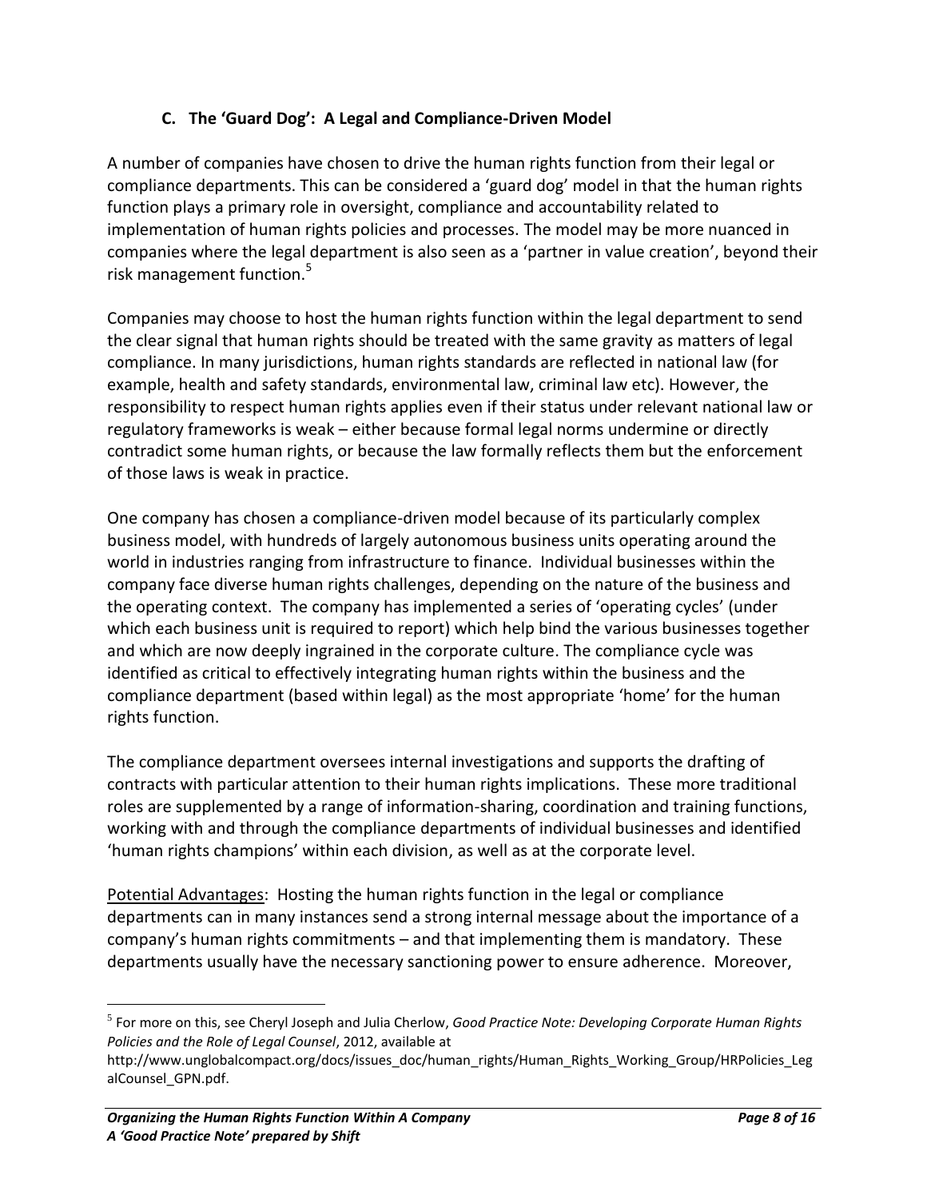### C. The 'Guard Dog': A Legal and Compliance-Driven Model

A number of companies have chosen to drive the human rights function from their legal or compliance departments. This can be considered a 'guard dog' model in that the human rights function plays a primary role in oversight, compliance and accountability related to implementation of human rights policies and processes. The model may be more nuanced in companies where the legal department is also seen as a 'partner in value creation', beyond their risk management function.[5]

Companies may choose to host the human rights function within the legal department to send the clear signal that human rights should be treated with the same gravity as matters of legal compliance. In many jurisdictions, human rights standards are reflected in national law (for example, health and safety standards, environmental law, criminal law etc). However, the responsibility to respect human rights applies even if their status under relevant national law or regulatory frameworks is weak – either because formal legal norms undermine or directly contradict some human rights, or because the law formally reflects them but the enforcement of those laws is weak in practice.

One company has chosen a compliance-driven model because of its particularly complex business model, with hundreds of largely autonomous business units operating around the world in industries ranging from infrastructure to finance. Individual businesses within the company face diverse human rights challenges, depending on the nature of the business and the operating context. The company has implemented a series of 'operating cycles' (under which each business unit is required to report) which help bind the various businesses together and which are now deeply ingrained in the corporate culture. The compliance cycle was identified as critical to effectively integrating human rights within the business and the compliance department (based within legal) as the most appropriate 'home' for the human rights function.

The compliance department oversees internal investigations and supports the drafting of contracts with particular attention to their human rights implications. These more traditional roles are supplemented by a range of information-sharing, coordination and training functions, working with and through the compliance departments of individual businesses and identified 'human rights champions' within each division, as well as at the corporate level.

Potential Advantages: Hosting the human rights function in the legal or compliance departments can in many instances send a strong internal message about the importance of a company's human rights commitments – and that implementing them is mandatory. These departments usually have the necessary sanctioning power to ensure adherence. Moreover,

---

[5] For more on this, see Cheryl Joseph and Julia Cherlow, *Good Practice Note: Developing Corporate Human Rights Policies and the Role of Legal Counsel*, 2012, available at http://www.unglobalcompact.org/docs/issues_doc/human_rights/Human_Rights_Working_Group/HRPolicies_LegalCounsel_GPN.pdf.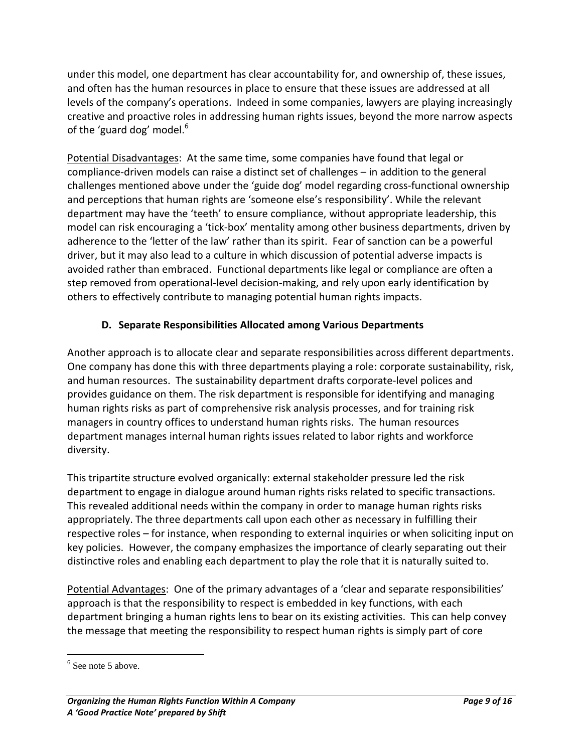under this model, one department has clear accountability for, and ownership of, these issues, and often has the human resources in place to ensure that these issues are addressed at all levels of the company's operations. Indeed in some companies, lawyers are playing increasingly creative and proactive roles in addressing human rights issues, beyond the more narrow aspects of the 'guard dog' model.[6]

Potential Disadvantages: At the same time, some companies have found that legal or compliance-driven models can raise a distinct set of challenges – in addition to the general challenges mentioned above under the 'guide dog' model regarding cross-functional ownership and perceptions that human rights are 'someone else's responsibility'. While the relevant department may have the 'teeth' to ensure compliance, without appropriate leadership, this model can risk encouraging a 'tick-box' mentality among other business departments, driven by adherence to the 'letter of the law' rather than its spirit. Fear of sanction can be a powerful driver, but it may also lead to a culture in which discussion of potential adverse impacts is avoided rather than embraced. Functional departments like legal or compliance are often a step removed from operational-level decision-making, and rely upon early identification by others to effectively contribute to managing potential human rights impacts.

### D. Separate Responsibilities Allocated among Various Departments

Another approach is to allocate clear and separate responsibilities across different departments. One company has done this with three departments playing a role: corporate sustainability, risk, and human resources. The sustainability department drafts corporate-level polices and provides guidance on them. The risk department is responsible for identifying and managing human rights risks as part of comprehensive risk analysis processes, and for training risk managers in country offices to understand human rights risks. The human resources department manages internal human rights issues related to labor rights and workforce diversity.

This tripartite structure evolved organically: external stakeholder pressure led the risk department to engage in dialogue around human rights risks related to specific transactions. This revealed additional needs within the company in order to manage human rights risks appropriately. The three departments call upon each other as necessary in fulfilling their respective roles – for instance, when responding to external inquiries or when soliciting input on key policies. However, the company emphasizes the importance of clearly separating out their distinctive roles and enabling each department to play the role that it is naturally suited to.

Potential Advantages: One of the primary advantages of a 'clear and separate responsibilities' approach is that the responsibility to respect is embedded in key functions, with each department bringing a human rights lens to bear on its existing activities. This can help convey the message that meeting the responsibility to respect human rights is simply part of core

[6] See note 5 above.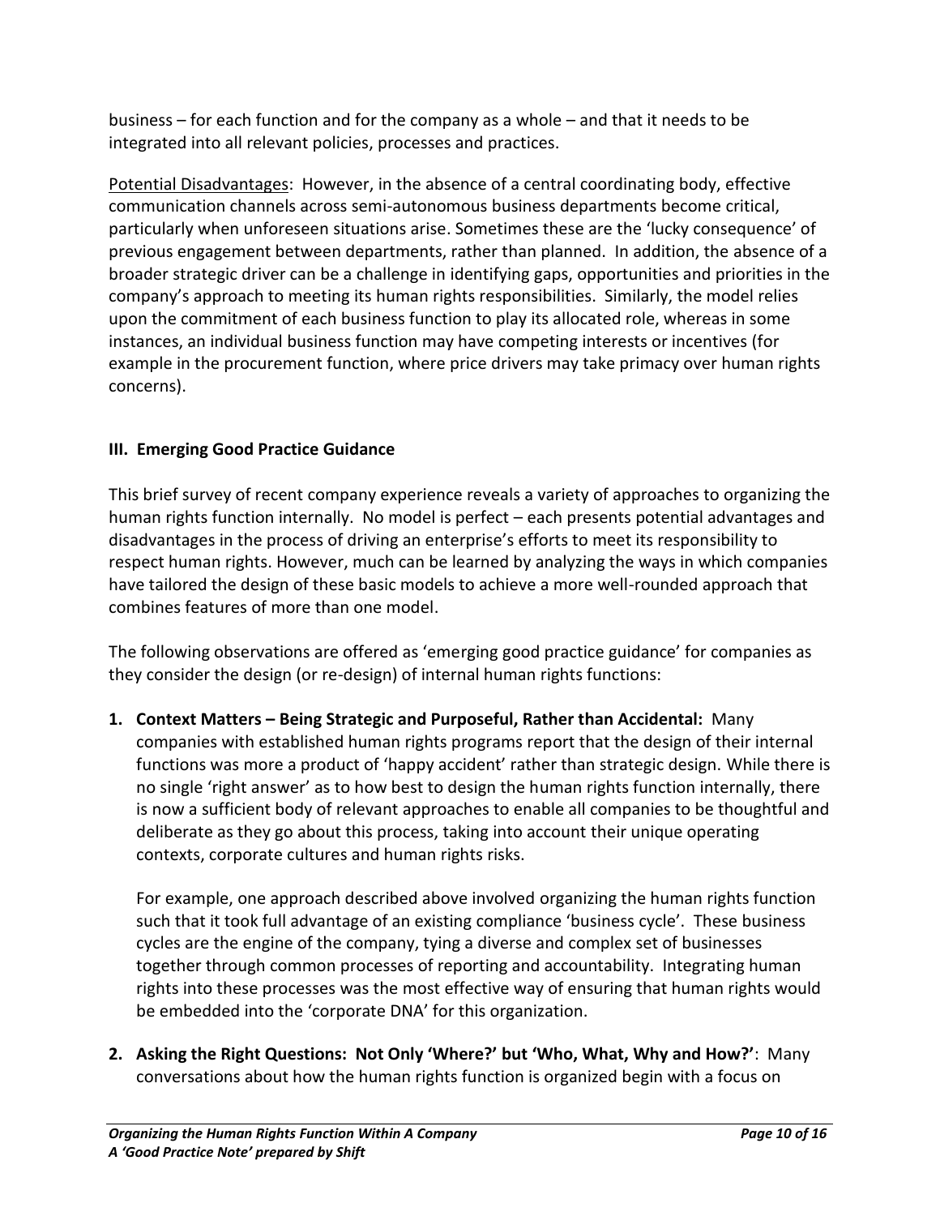business – for each function and for the company as a whole – and that it needs to be integrated into all relevant policies, processes and practices.

Potential Disadvantages: However, in the absence of a central coordinating body, effective communication channels across semi-autonomous business departments become critical, particularly when unforeseen situations arise. Sometimes these are the 'lucky consequence' of previous engagement between departments, rather than planned. In addition, the absence of a broader strategic driver can be a challenge in identifying gaps, opportunities and priorities in the company's approach to meeting its human rights responsibilities. Similarly, the model relies upon the commitment of each business function to play its allocated role, whereas in some instances, an individual business function may have competing interests or incentives (for example in the procurement function, where price drivers may take primacy over human rights concerns).

## III. Emerging Good Practice Guidance

This brief survey of recent company experience reveals a variety of approaches to organizing the human rights function internally. No model is perfect – each presents potential advantages and disadvantages in the process of driving an enterprise's efforts to meet its responsibility to respect human rights. However, much can be learned by analyzing the ways in which companies have tailored the design of these basic models to achieve a more well-rounded approach that combines features of more than one model.

The following observations are offered as 'emerging good practice guidance' for companies as they consider the design (or re-design) of internal human rights functions:

1. **Context Matters – Being Strategic and Purposeful, Rather than Accidental:** Many companies with established human rights programs report that the design of their internal functions was more a product of 'happy accident' rather than strategic design. While there is no single 'right answer' as to how best to design the human rights function internally, there is now a sufficient body of relevant approaches to enable all companies to be thoughtful and deliberate as they go about this process, taking into account their unique operating contexts, corporate cultures and human rights risks.

   For example, one approach described above involved organizing the human rights function such that it took full advantage of an existing compliance 'business cycle'. These business cycles are the engine of the company, tying a diverse and complex set of businesses together through common processes of reporting and accountability. Integrating human rights into these processes was the most effective way of ensuring that human rights would be embedded into the 'corporate DNA' for this organization.

2. **Asking the Right Questions: Not Only 'Where?' but 'Who, What, Why and How?'**: Many conversations about how the human rights function is organized begin with a focus on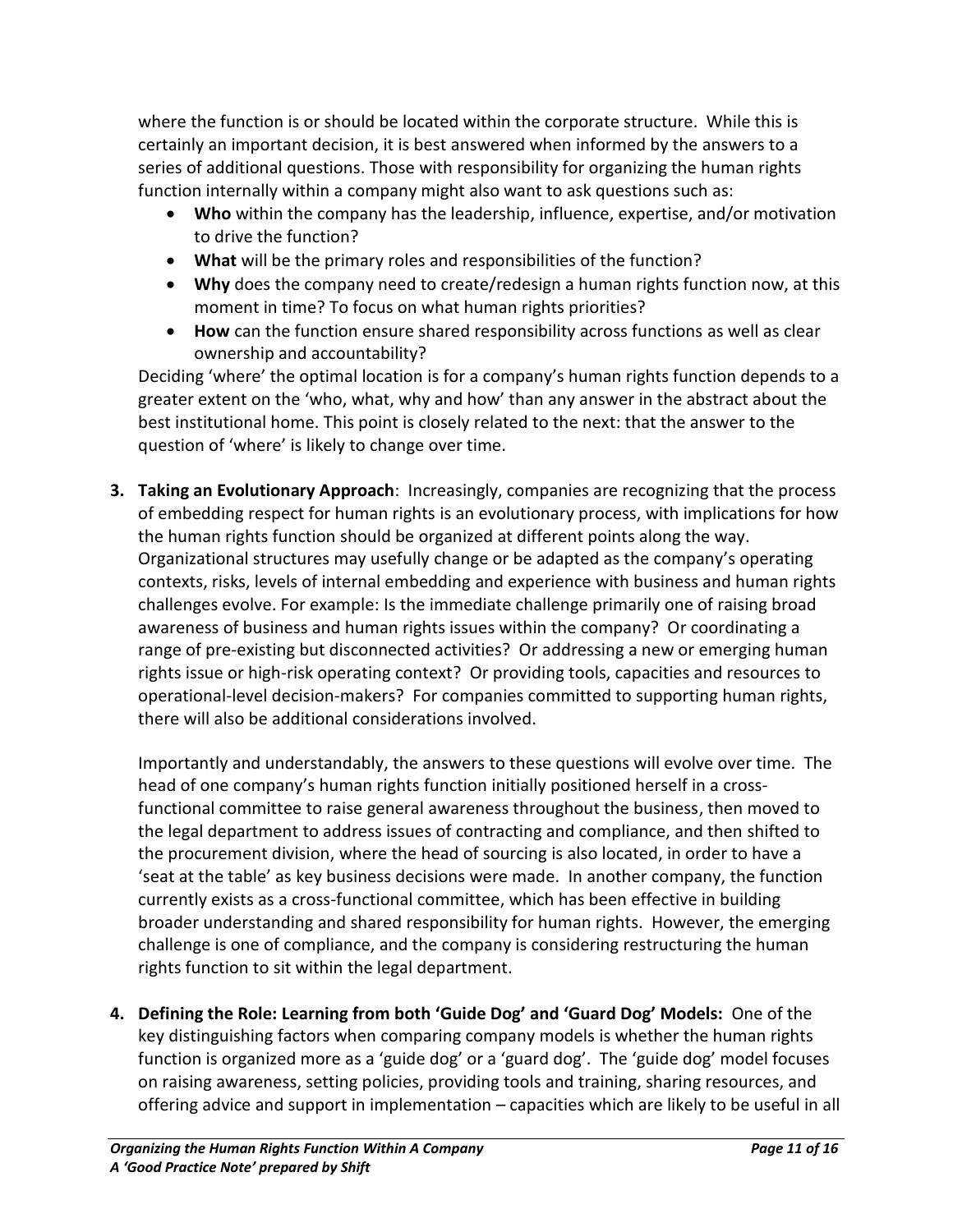where the function is or should be located within the corporate structure. While this is certainly an important decision, it is best answered when informed by the answers to a series of additional questions. Those with responsibility for organizing the human rights function internally within a company might also want to ask questions such as:

- **Who** within the company has the leadership, influence, expertise, and/or motivation to drive the function?
- **What** will be the primary roles and responsibilities of the function?
- **Why** does the company need to create/redesign a human rights function now, at this moment in time? To focus on what human rights priorities?
- **How** can the function ensure shared responsibility across functions as well as clear ownership and accountability?

Deciding 'where' the optimal location is for a company's human rights function depends to a greater extent on the 'who, what, why and how' than any answer in the abstract about the best institutional home. This point is closely related to the next: that the answer to the question of 'where' is likely to change over time.

3. **Taking an Evolutionary Approach**: Increasingly, companies are recognizing that the process of embedding respect for human rights is an evolutionary process, with implications for how the human rights function should be organized at different points along the way. Organizational structures may usefully change or be adapted as the company's operating contexts, risks, levels of internal embedding and experience with business and human rights challenges evolve. For example: Is the immediate challenge primarily one of raising broad awareness of business and human rights issues within the company? Or coordinating a range of pre-existing but disconnected activities? Or addressing a new or emerging human rights issue or high-risk operating context? Or providing tools, capacities and resources to operational-level decision-makers? For companies committed to supporting human rights, there will also be additional considerations involved.

   Importantly and understandably, the answers to these questions will evolve over time. The head of one company's human rights function initially positioned herself in a cross-functional committee to raise general awareness throughout the business, then moved to the legal department to address issues of contracting and compliance, and then shifted to the procurement division, where the head of sourcing is also located, in order to have a 'seat at the table' as key business decisions were made. In another company, the function currently exists as a cross-functional committee, which has been effective in building broader understanding and shared responsibility for human rights. However, the emerging challenge is one of compliance, and the company is considering restructuring the human rights function to sit within the legal department.

4. **Defining the Role: Learning from both 'Guide Dog' and 'Guard Dog' Models:** One of the key distinguishing factors when comparing company models is whether the human rights function is organized more as a 'guide dog' or a 'guard dog'. The 'guide dog' model focuses on raising awareness, setting policies, providing tools and training, sharing resources, and offering advice and support in implementation – capacities which are likely to be useful in all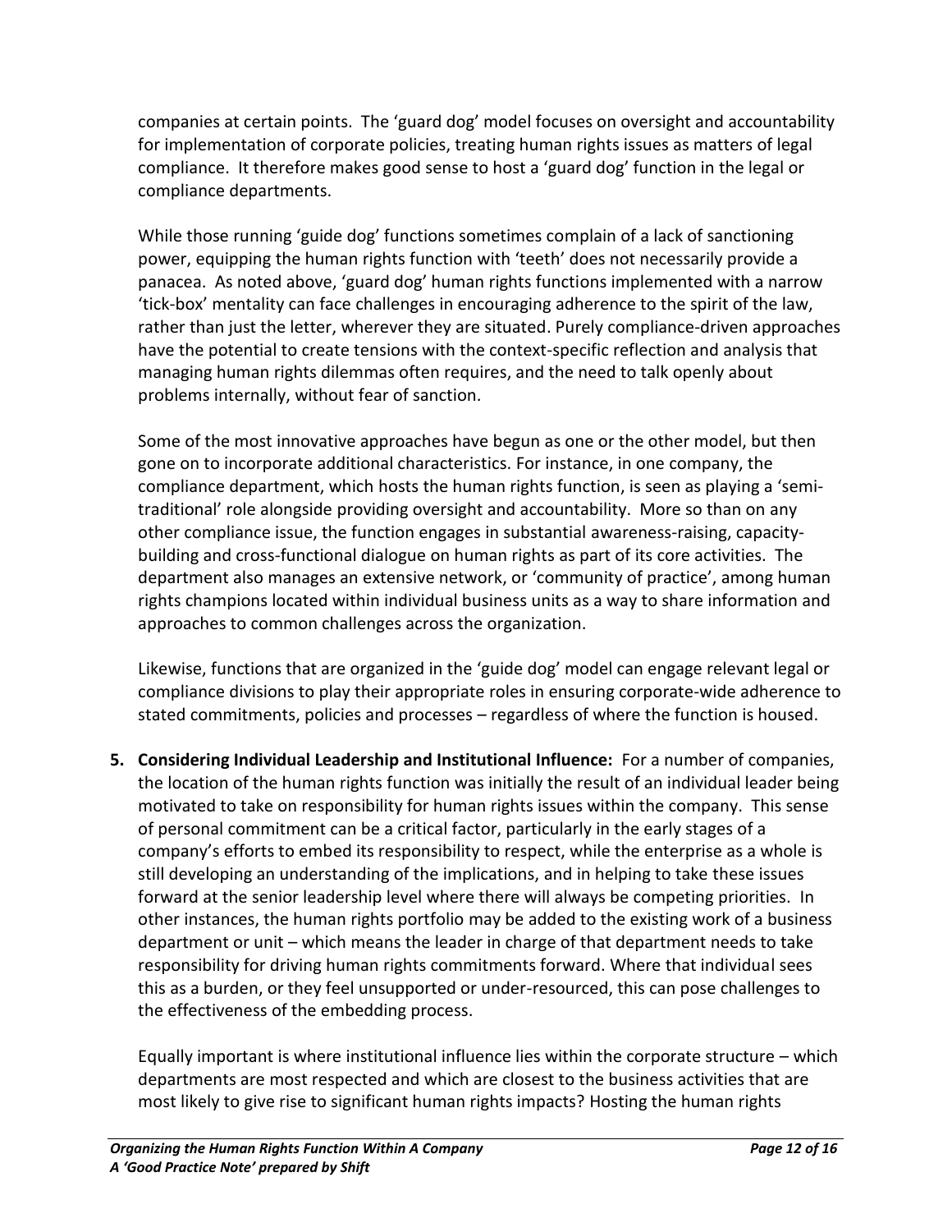companies at certain points. The 'guard dog' model focuses on oversight and accountability for implementation of corporate policies, treating human rights issues as matters of legal compliance. It therefore makes good sense to host a 'guard dog' function in the legal or compliance departments.

While those running 'guide dog' functions sometimes complain of a lack of sanctioning power, equipping the human rights function with 'teeth' does not necessarily provide a panacea. As noted above, 'guard dog' human rights functions implemented with a narrow 'tick-box' mentality can face challenges in encouraging adherence to the spirit of the law, rather than just the letter, wherever they are situated. Purely compliance-driven approaches have the potential to create tensions with the context-specific reflection and analysis that managing human rights dilemmas often requires, and the need to talk openly about problems internally, without fear of sanction.

Some of the most innovative approaches have begun as one or the other model, but then gone on to incorporate additional characteristics. For instance, in one company, the compliance department, which hosts the human rights function, is seen as playing a 'semi-traditional' role alongside providing oversight and accountability. More so than on any other compliance issue, the function engages in substantial awareness-raising, capacity-building and cross-functional dialogue on human rights as part of its core activities. The department also manages an extensive network, or 'community of practice', among human rights champions located within individual business units as a way to share information and approaches to common challenges across the organization.

Likewise, functions that are organized in the 'guide dog' model can engage relevant legal or compliance divisions to play their appropriate roles in ensuring corporate-wide adherence to stated commitments, policies and processes – regardless of where the function is housed.

5. **Considering Individual Leadership and Institutional Influence:** For a number of companies, the location of the human rights function was initially the result of an individual leader being motivated to take on responsibility for human rights issues within the company. This sense of personal commitment can be a critical factor, particularly in the early stages of a company's efforts to embed its responsibility to respect, while the enterprise as a whole is still developing an understanding of the implications, and in helping to take these issues forward at the senior leadership level where there will always be competing priorities. In other instances, the human rights portfolio may be added to the existing work of a business department or unit – which means the leader in charge of that department needs to take responsibility for driving human rights commitments forward. Where that individual sees this as a burden, or they feel unsupported or under-resourced, this can pose challenges to the effectiveness of the embedding process.

   Equally important is where institutional influence lies within the corporate structure – which departments are most respected and which are closest to the business activities that are most likely to give rise to significant human rights impacts? Hosting the human rights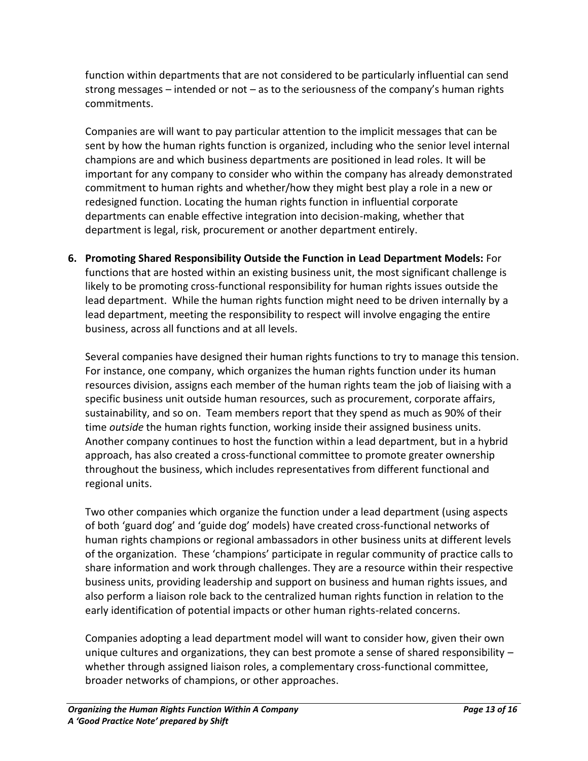function within departments that are not considered to be particularly influential can send strong messages – intended or not – as to the seriousness of the company's human rights commitments.

Companies are will want to pay particular attention to the implicit messages that can be sent by how the human rights function is organized, including who the senior level internal champions are and which business departments are positioned in lead roles. It will be important for any company to consider who within the company has already demonstrated commitment to human rights and whether/how they might best play a role in a new or redesigned function. Locating the human rights function in influential corporate departments can enable effective integration into decision-making, whether that department is legal, risk, procurement or another department entirely.

6. **Promoting Shared Responsibility Outside the Function in Lead Department Models:** For functions that are hosted within an existing business unit, the most significant challenge is likely to be promoting cross-functional responsibility for human rights issues outside the lead department. While the human rights function might need to be driven internally by a lead department, meeting the responsibility to respect will involve engaging the entire business, across all functions and at all levels.

   Several companies have designed their human rights functions to try to manage this tension. For instance, one company, which organizes the human rights function under its human resources division, assigns each member of the human rights team the job of liaising with a specific business unit outside human resources, such as procurement, corporate affairs, sustainability, and so on. Team members report that they spend as much as 90% of their time *outside* the human rights function, working inside their assigned business units. Another company continues to host the function within a lead department, but in a hybrid approach, has also created a cross-functional committee to promote greater ownership throughout the business, which includes representatives from different functional and regional units.

   Two other companies which organize the function under a lead department (using aspects of both 'guard dog' and 'guide dog' models) have created cross-functional networks of human rights champions or regional ambassadors in other business units at different levels of the organization. These 'champions' participate in regular community of practice calls to share information and work through challenges. They are a resource within their respective business units, providing leadership and support on business and human rights issues, and also perform a liaison role back to the centralized human rights function in relation to the early identification of potential impacts or other human rights-related concerns.

   Companies adopting a lead department model will want to consider how, given their own unique cultures and organizations, they can best promote a sense of shared responsibility – whether through assigned liaison roles, a complementary cross-functional committee, broader networks of champions, or other approaches.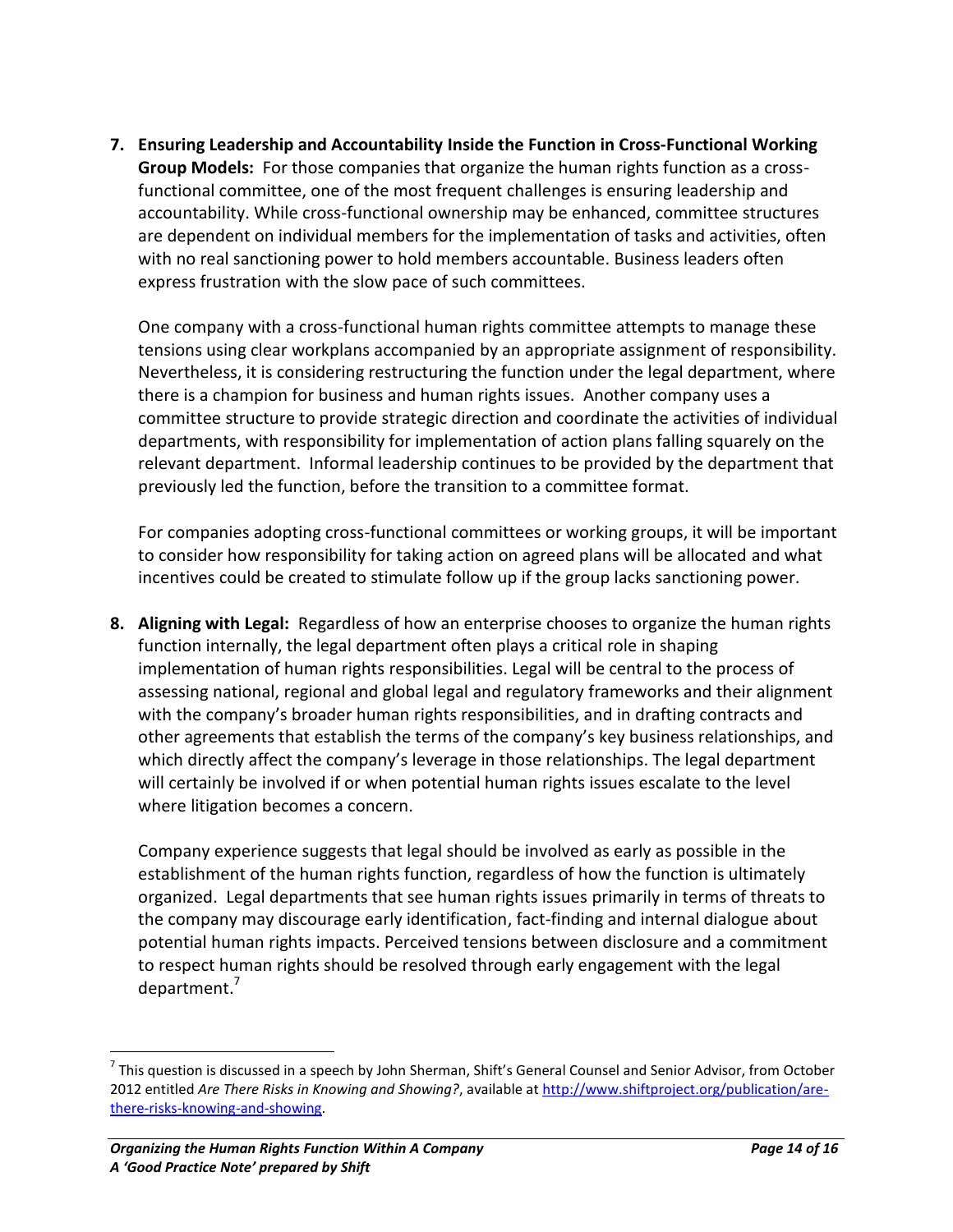7. **Ensuring Leadership and Accountability Inside the Function in Cross-Functional Working Group Models:** For those companies that organize the human rights function as a cross-functional committee, one of the most frequent challenges is ensuring leadership and accountability. While cross-functional ownership may be enhanced, committee structures are dependent on individual members for the implementation of tasks and activities, often with no real sanctioning power to hold members accountable. Business leaders often express frustration with the slow pace of such committees.

   One company with a cross-functional human rights committee attempts to manage these tensions using clear workplans accompanied by an appropriate assignment of responsibility. Nevertheless, it is considering restructuring the function under the legal department, where there is a champion for business and human rights issues. Another company uses a committee structure to provide strategic direction and coordinate the activities of individual departments, with responsibility for implementation of action plans falling squarely on the relevant department. Informal leadership continues to be provided by the department that previously led the function, before the transition to a committee format.

   For companies adopting cross-functional committees or working groups, it will be important to consider how responsibility for taking action on agreed plans will be allocated and what incentives could be created to stimulate follow up if the group lacks sanctioning power.

8. **Aligning with Legal:** Regardless of how an enterprise chooses to organize the human rights function internally, the legal department often plays a critical role in shaping implementation of human rights responsibilities. Legal will be central to the process of assessing national, regional and global legal and regulatory frameworks and their alignment with the company's broader human rights responsibilities, and in drafting contracts and other agreements that establish the terms of the company's key business relationships, and which directly affect the company's leverage in those relationships. The legal department will certainly be involved if or when potential human rights issues escalate to the level where litigation becomes a concern.

   Company experience suggests that legal should be involved as early as possible in the establishment of the human rights function, regardless of how the function is ultimately organized. Legal departments that see human rights issues primarily in terms of threats to the company may discourage early identification, fact-finding and internal dialogue about potential human rights impacts. Perceived tensions between disclosure and a commitment to respect human rights should be resolved through early engagement with the legal department.[7]

[7] This question is discussed in a speech by John Sherman, Shift's General Counsel and Senior Advisor, from October 2012 entitled *Are There Risks in Knowing and Showing?*, available at http://www.shiftproject.org/publication/are-there-risks-knowing-and-showing.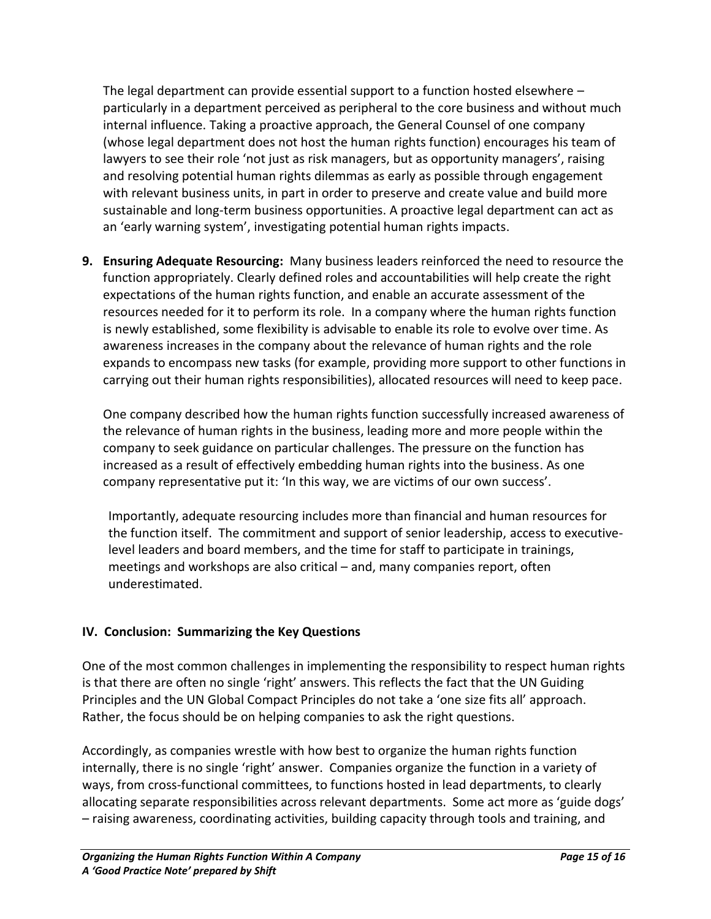The legal department can provide essential support to a function hosted elsewhere – particularly in a department perceived as peripheral to the core business and without much internal influence. Taking a proactive approach, the General Counsel of one company (whose legal department does not host the human rights function) encourages his team of lawyers to see their role 'not just as risk managers, but as opportunity managers', raising and resolving potential human rights dilemmas as early as possible through engagement with relevant business units, in part in order to preserve and create value and build more sustainable and long-term business opportunities. A proactive legal department can act as an 'early warning system', investigating potential human rights impacts.

9. **Ensuring Adequate Resourcing:** Many business leaders reinforced the need to resource the function appropriately. Clearly defined roles and accountabilities will help create the right expectations of the human rights function, and enable an accurate assessment of the resources needed for it to perform its role. In a company where the human rights function is newly established, some flexibility is advisable to enable its role to evolve over time. As awareness increases in the company about the relevance of human rights and the role expands to encompass new tasks (for example, providing more support to other functions in carrying out their human rights responsibilities), allocated resources will need to keep pace.

   One company described how the human rights function successfully increased awareness of the relevance of human rights in the business, leading more and more people within the company to seek guidance on particular challenges. The pressure on the function has increased as a result of effectively embedding human rights into the business. As one company representative put it: 'In this way, we are victims of our own success'.

   Importantly, adequate resourcing includes more than financial and human resources for the function itself. The commitment and support of senior leadership, access to executive-level leaders and board members, and the time for staff to participate in trainings, meetings and workshops are also critical – and, many companies report, often underestimated.

## IV. Conclusion: Summarizing the Key Questions

One of the most common challenges in implementing the responsibility to respect human rights is that there are often no single 'right' answers. This reflects the fact that the UN Guiding Principles and the UN Global Compact Principles do not take a 'one size fits all' approach. Rather, the focus should be on helping companies to ask the right questions.

Accordingly, as companies wrestle with how best to organize the human rights function internally, there is no single 'right' answer. Companies organize the function in a variety of ways, from cross-functional committees, to functions hosted in lead departments, to clearly allocating separate responsibilities across relevant departments. Some act more as 'guide dogs' – raising awareness, coordinating activities, building capacity through tools and training, and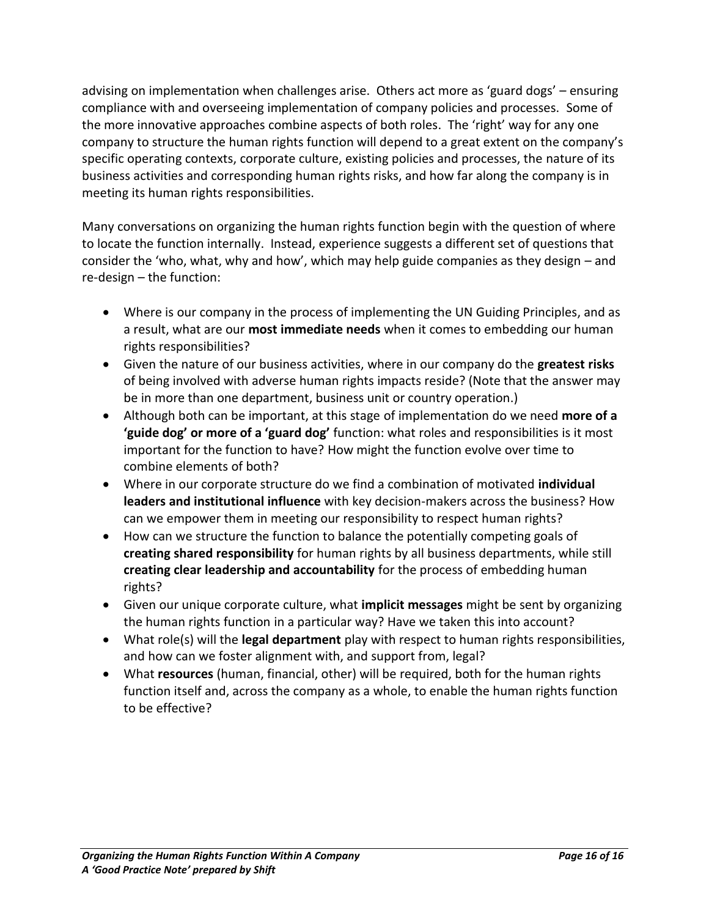advising on implementation when challenges arise. Others act more as 'guard dogs' – ensuring compliance with and overseeing implementation of company policies and processes. Some of the more innovative approaches combine aspects of both roles. The 'right' way for any one company to structure the human rights function will depend to a great extent on the company's specific operating contexts, corporate culture, existing policies and processes, the nature of its business activities and corresponding human rights risks, and how far along the company is in meeting its human rights responsibilities.

Many conversations on organizing the human rights function begin with the question of where to locate the function internally. Instead, experience suggests a different set of questions that consider the 'who, what, why and how', which may help guide companies as they design – and re-design – the function:

- Where is our company in the process of implementing the UN Guiding Principles, and as a result, what are our **most immediate needs** when it comes to embedding our human rights responsibilities?
- Given the nature of our business activities, where in our company do the **greatest risks** of being involved with adverse human rights impacts reside? (Note that the answer may be in more than one department, business unit or country operation.)
- Although both can be important, at this stage of implementation do we need **more of a 'guide dog' or more of a 'guard dog'** function: what roles and responsibilities is it most important for the function to have? How might the function evolve over time to combine elements of both?
- Where in our corporate structure do we find a combination of motivated **individual leaders and institutional influence** with key decision-makers across the business? How can we empower them in meeting our responsibility to respect human rights?
- How can we structure the function to balance the potentially competing goals of **creating shared responsibility** for human rights by all business departments, while still **creating clear leadership and accountability** for the process of embedding human rights?
- Given our unique corporate culture, what **implicit messages** might be sent by organizing the human rights function in a particular way? Have we taken this into account?
- What role(s) will the **legal department** play with respect to human rights responsibilities, and how can we foster alignment with, and support from, legal?
- What **resources** (human, financial, other) will be required, both for the human rights function itself and, across the company as a whole, to enable the human rights function to be effective?